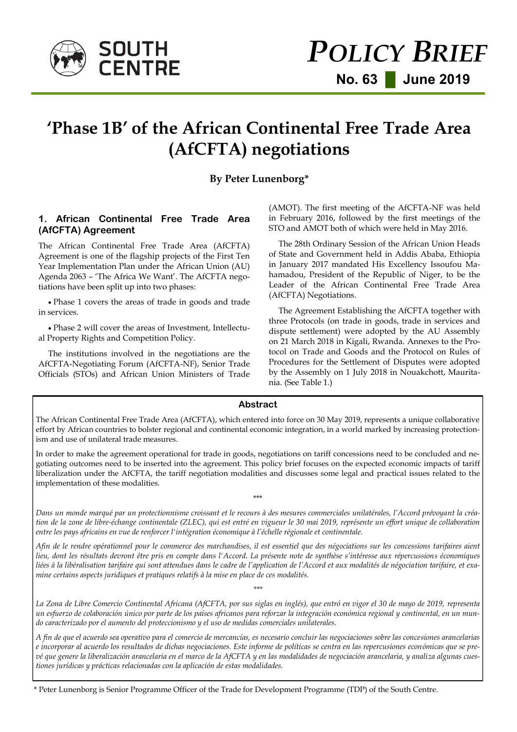# POLICY BRIEF

**No. 63 ▌ June 2019**

# 'Phase 1B' of the African Continental Free Trade Area (AfCFTA) negotiations

**By Peter Lunenborg***

## Abstract

The African Continental Free Trade Area (AfCFTA), which entered into force on 30 May 2019, represents a unique collaborative effort by African countries to bolster regional and continental economic integration, in a world marked by increasing protectionism and use of unilateral trade measures.

In order to make the agreement operational for trade in goods, negotiations on tariff concessions need to be concluded and negotiating outcomes need to be inserted into the agreement. This policy brief focuses on the expected economic impacts of tariff liberalization under the AfCFTA, the tariff negotiation modalities and discusses some legal and practical issues related to the implementation of these modalities.

\*\*\*

*Dans un monde marqué par un protectionnisme croissant et le recours à des mesures commerciales unilatérales, l'Accord prévoyant la création de la zone de libre-échange continentale (ZLEC), qui est entré en vigueur le 30 mai 2019, représente un effort unique de collaboration entre les pays africains en vue de renforcer l'intégration économique à l'échelle régionale et continentale.*

*Afin de le rendre opérationnel pour le commerce des marchandises, il est essentiel que des négociations sur les concessions tarifaires aient lieu, dont les résultats devront être pris en compte dans l'Accord. La présente note de synthèse s'intéresse aux répercussions économiques liées à la libéralisation tarifaire qui sont attendues dans le cadre de l'application de l'Accord et aux modalités de négociation tarifaire, et examine certains aspects juridiques et pratiques relatifs à la mise en place de ces modalités.*

\*\*\*

*La Zona de Libre Comercio Continental Africana (AfCFTA, por sus siglas en inglés), que entró en vigor el 30 de mayo de 2019, representa un esfuerzo de colaboración único por parte de los países africanos para reforzar la integración económica regional y continental, en un mundo caracterizado por el aumento del proteccionismo y el uso de medidas comerciales unilaterales.*

*A fin de que el acuerdo sea operativo para el comercio de mercancías, es necesario concluir las negociaciones sobre las concesiones arancelarias e incorporar al acuerdo los resultados de dichas negociaciones. Este informe de políticas se centra en las repercusiones económicas que se prevé que genere la liberalización arancelaria en el marco de la AfCFTA y en las modalidades de negociación arancelaria, y analiza algunas cuestiones jurídicas y prácticas relacionadas con la aplicación de estas modalidades.*

## 1. African Continental Free Trade Area (AfCFTA) Agreement

The African Continental Free Trade Area (AfCFTA) Agreement is one of the flagship projects of the First Ten Year Implementation Plan under the African Union (AU) Agenda 2063 – 'The Africa We Want'. The AfCFTA negotiations have been split up into two phases:

- Phase 1 covers the areas of trade in goods and trade in services.
- Phase 2 will cover the areas of Investment, Intellectual Property Rights and Competition Policy.

The institutions involved in the negotiations are the AfCFTA-Negotiating Forum (AfCFTA-NF), Senior Trade Officials (STOs) and African Union Ministers of Trade (AMOT). The first meeting of the AfCFTA-NF was held in February 2016, followed by the first meetings of the STO and AMOT both of which were held in May 2016.

The 28th Ordinary Session of the African Union Heads of State and Government held in Addis Ababa, Ethiopia in January 2017 mandated His Excellency Issoufou Mahamadou, President of the Republic of Niger, to be the Leader of the African Continental Free Trade Area (AfCFTA) Negotiations.

The Agreement Establishing the AfCFTA together with three Protocols (on trade in goods, trade in services and dispute settlement) were adopted by the AU Assembly on 21 March 2018 in Kigali, Rwanda. Annexes to the Protocol on Trade and Goods and the Protocol on Rules of Procedures for the Settlement of Disputes were adopted by the Assembly on 1 July 2018 in Nouakchott, Mauritania. (See Table 1.)

\* Peter Lunenborg is Senior Programme Officer of the Trade for Development Programme (TDP) of the South Centre.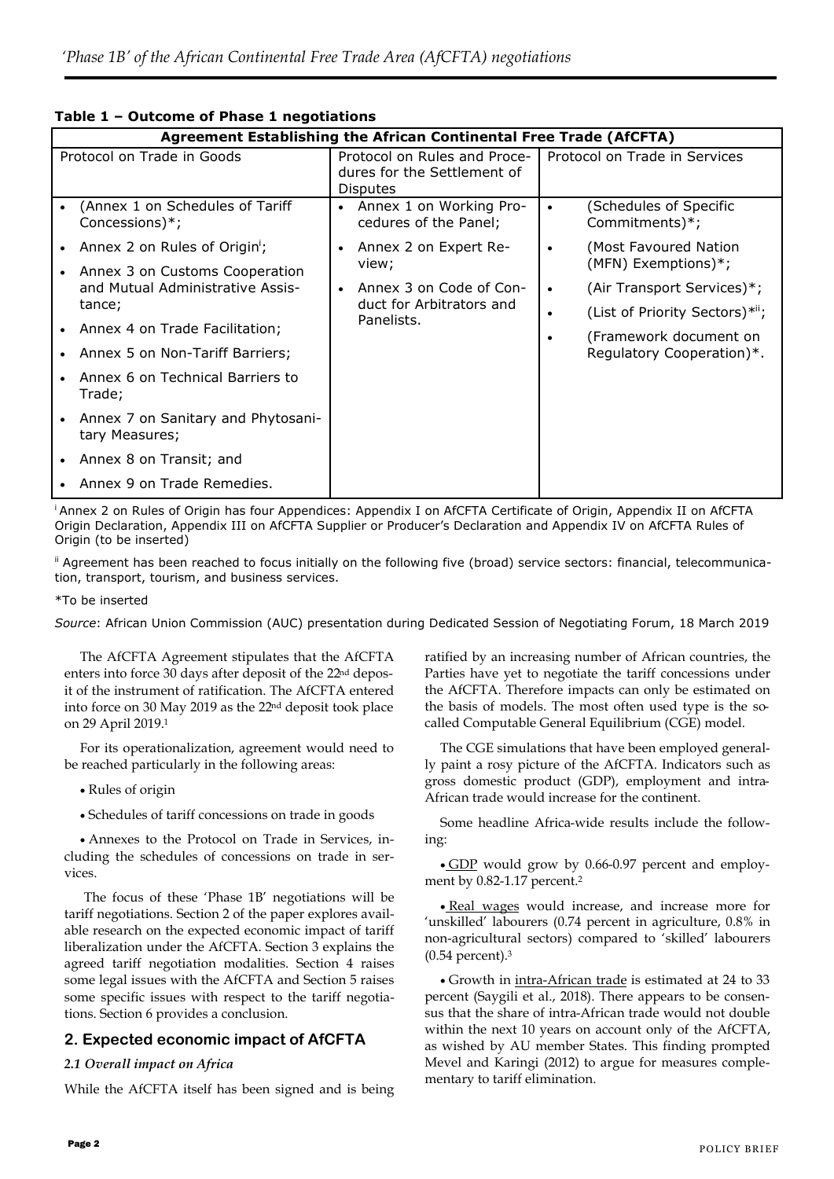**Table 1 – Outcome of Phase 1 negotiations**

| Agreement Establishing the African Continental Free Trade (AfCFTA) | | |
|---|---|---|
| Protocol on Trade in Goods | Protocol on Rules and Procedures for the Settlement of Disputes | Protocol on Trade in Services |
| • (Annex 1 on Schedules of Tariff Concessions)*;<br>• Annex 2 on Rules of Origin[i];<br>• Annex 3 on Customs Cooperation and Mutual Administrative Assistance;<br>• Annex 4 on Trade Facilitation;<br>• Annex 5 on Non-Tariff Barriers;<br>• Annex 6 on Technical Barriers to Trade;<br>• Annex 7 on Sanitary and Phytosanitary Measures;<br>• Annex 8 on Transit; and<br>• Annex 9 on Trade Remedies. | • Annex 1 on Working Procedures of the Panel;<br>• Annex 2 on Expert Review;<br>• Annex 3 on Code of Conduct for Arbitrators and Panelists. | • (Schedules of Specific Commitments)*;<br>• (Most Favoured Nation (MFN) Exemptions)*;<br>• (Air Transport Services)*;<br>• (List of Priority Sectors)*[ii];<br>• (Framework document on Regulatory Cooperation)*. |

[i] Annex 2 on Rules of Origin has four Appendices: Appendix I on AfCFTA Certificate of Origin, Appendix II on AfCFTA Origin Declaration, Appendix III on AfCFTA Supplier or Producer's Declaration and Appendix IV on AfCFTA Rules of Origin (to be inserted)

[ii] Agreement has been reached to focus initially on the following five (broad) service sectors: financial, telecommunication, transport, tourism, and business services.

*To be inserted

*Source*: African Union Commission (AUC) presentation during Dedicated Session of Negotiating Forum, 18 March 2019

The AfCFTA Agreement stipulates that the AfCFTA enters into force 30 days after deposit of the 22nd deposit of the instrument of ratification. The AfCFTA entered into force on 30 May 2019 as the 22nd deposit took place on 29 April 2019.[1]

For its operationalization, agreement would need to be reached particularly in the following areas:

- Rules of origin
- Schedules of tariff concessions on trade in goods
- Annexes to the Protocol on Trade in Services, including the schedules of concessions on trade in services.

The focus of these 'Phase 1B' negotiations will be tariff negotiations. Section 2 of the paper explores available research on the expected economic impact of tariff liberalization under the AfCFTA. Section 3 explains the agreed tariff negotiation modalities. Section 4 raises some legal issues with the AfCFTA and Section 5 raises some specific issues with respect to the tariff negotiations. Section 6 provides a conclusion.

## 2. Expected economic impact of AfCFTA

### *2.1 Overall impact on Africa*

While the AfCFTA itself has been signed and is being ratified by an increasing number of African countries, the Parties have yet to negotiate the tariff concessions under the AfCFTA. Therefore impacts can only be estimated on the basis of models. The most often used type is the so-called Computable General Equilibrium (CGE) model.

The CGE simulations that have been employed generally paint a rosy picture of the AfCFTA. Indicators such as gross domestic product (GDP), employment and intra-African trade would increase for the continent.

Some headline Africa-wide results include the following:

- GDP would grow by 0.66-0.97 percent and employment by 0.82-1.17 percent.[2]
- Real wages would increase, and increase more for 'unskilled' labourers (0.74 percent in agriculture, 0.8% in non-agricultural sectors) compared to 'skilled' labourers (0.54 percent).[3]
- Growth in intra-African trade is estimated at 24 to 33 percent (Saygili et al., 2018). There appears to be consensus that the share of intra-African trade would not double within the next 10 years on account only of the AfCFTA, as wished by AU member States. This finding prompted Mevel and Karingi (2012) to argue for measures complementary to tariff elimination.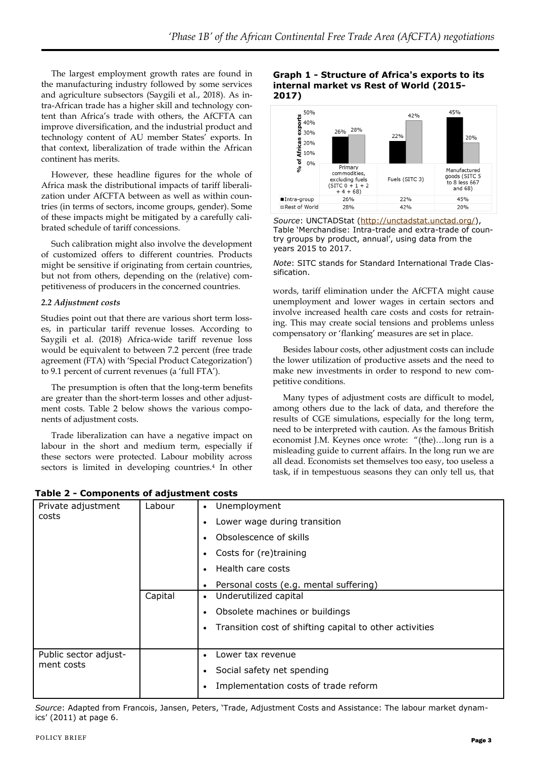The largest employment growth rates are found in the manufacturing industry followed by some services and agriculture subsectors (Saygili et al., 2018). As intra-African trade has a higher skill and technology content than Africa's trade with others, the AfCFTA can improve diversification, and the industrial product and technology content of AU member States' exports. In that context, liberalization of trade within the African continent has merits.

However, these headline figures for the whole of Africa mask the distributional impacts of tariff liberalization under AfCFTA between as well as within countries (in terms of sectors, income groups, gender). Some of these impacts might be mitigated by a carefully calibrated schedule of tariff concessions.

Such calibration might also involve the development of customized offers to different countries. Products might be sensitive if originating from certain countries, but not from others, depending on the (relative) competitiveness of producers in the concerned countries.

### *2.2 Adjustment costs*

Studies point out that there are various short term losses, in particular tariff revenue losses. According to Saygili et al. (2018) Africa-wide tariff revenue loss would be equivalent to between 7.2 percent (free trade agreement (FTA) with 'Special Product Categorization') to 9.1 percent of current revenues (a 'full FTA').

The presumption is often that the long-term benefits are greater than the short-term losses and other adjustment costs. Table 2 below shows the various components of adjustment costs.

Trade liberalization can have a negative impact on labour in the short and medium term, especially if these sectors were protected. Labour mobility across sectors is limited in developing countries.[4] In other words, tariff elimination under the AfCFTA might cause unemployment and lower wages in certain sectors and involve increased health care costs and costs for retraining. This may create social tensions and problems unless compensatory or 'flanking' measures are set in place.

**Graph 1 - Structure of Africa's exports to its internal market vs Rest of World (2015-2017)**

| % of African exports | Primary commodities, excluding fuels (SITC 0 + 1 + 2 + 4 + 68) | Fuels (SITC 3) | Manufactured goods (SITC 5 to 8 less 667 and 68) |
|---|---|---|---|
| Intra-group | 26% | 22% | 45% |
| Rest of World | 28% | 42% | 20% |

*Source*: UNCTADStat (http://unctadstat.unctad.org/), Table 'Merchandise: Intra-trade and extra-trade of country groups by product, annual', using data from the years 2015 to 2017.

*Note*: SITC stands for Standard International Trade Classification.

Besides labour costs, other adjustment costs can include the lower utilization of productive assets and the need to make new investments in order to respond to new competitive conditions.

Many types of adjustment costs are difficult to model, among others due to the lack of data, and therefore the results of CGE simulations, especially for the long term, need to be interpreted with caution. As the famous British economist J.M. Keynes once wrote: "(the)…long run is a misleading guide to current affairs. In the long run we are all dead. Economists set themselves too easy, too useless a task, if in tempestuous seasons they can only tell us, that

**Table 2 - Components of adjustment costs**

| | | |
|---|---|---|
| Private adjustment costs | Labour | • Unemployment<br>• Lower wage during transition<br>• Obsolescence of skills<br>• Costs for (re)training<br>• Health care costs<br>• Personal costs (e.g. mental suffering) |
| | Capital | • Underutilized capital<br>• Obsolete machines or buildings<br>• Transition cost of shifting capital to other activities |
| Public sector adjustment costs | | • Lower tax revenue<br>• Social safety net spending<br>• Implementation costs of trade reform |

*Source*: Adapted from Francois, Jansen, Peters, 'Trade, Adjustment Costs and Assistance: The labour market dynamics' (2011) at page 6.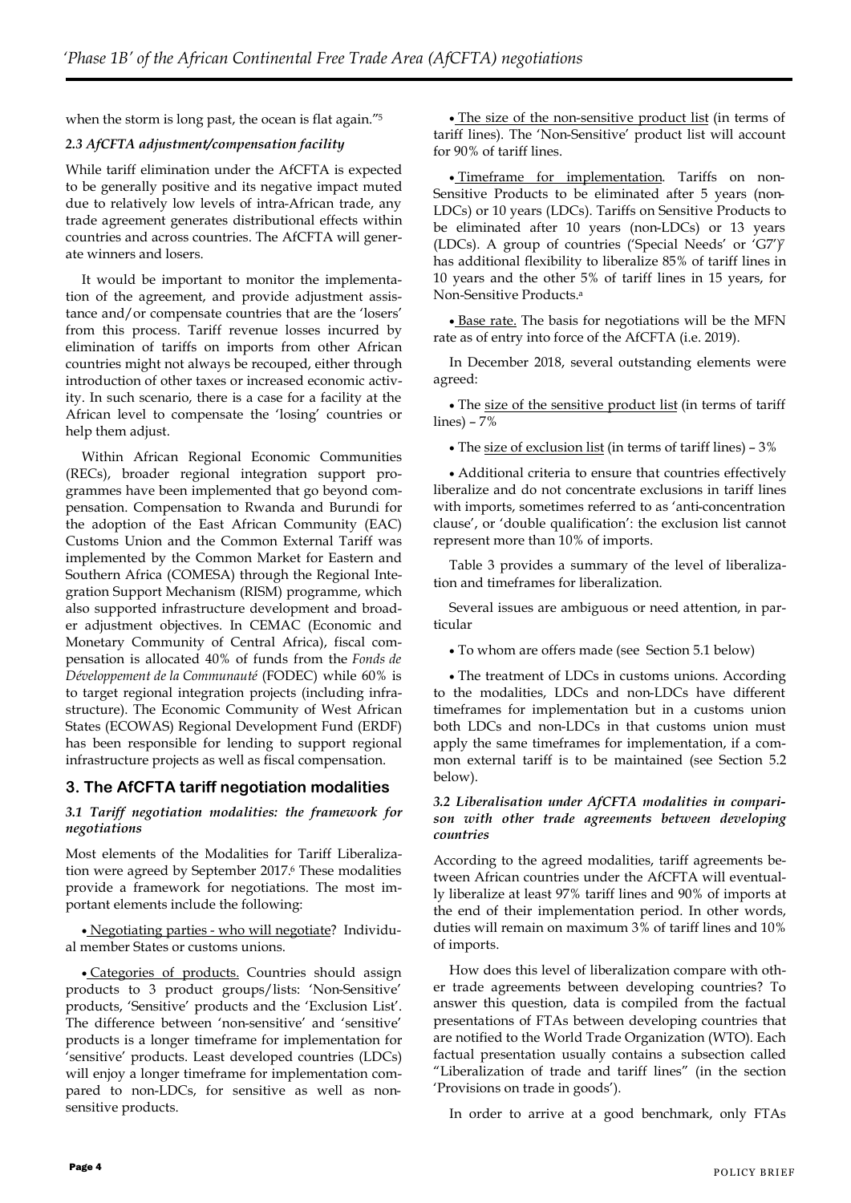when the storm is long past, the ocean is flat again."[5]

### 2.3 AfCFTA adjustment/compensation facility

While tariff elimination under the AfCFTA is expected to be generally positive and its negative impact muted due to relatively low levels of intra-African trade, any trade agreement generates distributional effects within countries and across countries. The AfCFTA will generate winners and losers.

It would be important to monitor the implementation of the agreement, and provide adjustment assistance and/or compensate countries that are the 'losers' from this process. Tariff revenue losses incurred by elimination of tariffs on imports from other African countries might not always be recouped, either through introduction of other taxes or increased economic activity. In such scenario, there is a case for a facility at the African level to compensate the 'losing' countries or help them adjust.

Within African Regional Economic Communities (RECs), broader regional integration support programmes have been implemented that go beyond compensation. Compensation to Rwanda and Burundi for the adoption of the East African Community (EAC) Customs Union and the Common External Tariff was implemented by the Common Market for Eastern and Southern Africa (COMESA) through the Regional Integration Support Mechanism (RISM) programme, which also supported infrastructure development and broader adjustment objectives. In CEMAC (Economic and Monetary Community of Central Africa), fiscal compensation is allocated 40% of funds from the *Fonds de Développement de la Communauté* (FODEC) while 60% is to target regional integration projects (including infrastructure). The Economic Community of West African States (ECOWAS) Regional Development Fund (ERDF) has been responsible for lending to support regional infrastructure projects as well as fiscal compensation.

## 3. The AfCFTA tariff negotiation modalities

### 3.1 Tariff negotiation modalities: the framework for negotiations

Most elements of the Modalities for Tariff Liberalization were agreed by September 2017.[6] These modalities provide a framework for negotiations. The most important elements include the following:

- Negotiating parties - who will negotiate? Individual member States or customs unions.
- Categories of products. Countries should assign products to 3 product groups/lists: 'Non-Sensitive' products, 'Sensitive' products and the 'Exclusion List'. The difference between 'non-sensitive' and 'sensitive' products is a longer timeframe for implementation for 'sensitive' products. Least developed countries (LDCs) will enjoy a longer timeframe for implementation compared to non-LDCs, for sensitive as well as non-sensitive products.
- The size of the non-sensitive product list (in terms of tariff lines). The 'Non-Sensitive' product list will account for 90% of tariff lines.
- Timeframe for implementation. Tariffs on non-Sensitive Products to be eliminated after 5 years (non-LDCs) or 10 years (LDCs). Tariffs on Sensitive Products to be eliminated after 10 years (non-LDCs) or 13 years (LDCs). A group of countries ('Special Needs' or 'G7')[7] has additional flexibility to liberalize 85% of tariff lines in 10 years and the other 5% of tariff lines in 15 years, for Non-Sensitive Products.[a]
- Base rate. The basis for negotiations will be the MFN rate as of entry into force of the AfCFTA (i.e. 2019).

In December 2018, several outstanding elements were agreed:

- The size of the sensitive product list (in terms of tariff lines) – 7%
- The size of exclusion list (in terms of tariff lines) – 3%
- Additional criteria to ensure that countries effectively liberalize and do not concentrate exclusions in tariff lines with imports, sometimes referred to as 'anti-concentration clause', or 'double qualification': the exclusion list cannot represent more than 10% of imports.

Table 3 provides a summary of the level of liberalization and timeframes for liberalization.

Several issues are ambiguous or need attention, in particular

- To whom are offers made (see Section 5.1 below)
- The treatment of LDCs in customs unions. According to the modalities, LDCs and non-LDCs have different timeframes for implementation but in a customs union both LDCs and non-LDCs in that customs union must apply the same timeframes for implementation, if a common external tariff is to be maintained (see Section 5.2 below).

### 3.2 Liberalisation under AfCFTA modalities in comparison with other trade agreements between developing countries

According to the agreed modalities, tariff agreements between African countries under the AfCFTA will eventually liberalize at least 97% tariff lines and 90% of imports at the end of their implementation period. In other words, duties will remain on maximum 3% of tariff lines and 10% of imports.

How does this level of liberalization compare with other trade agreements between developing countries? To answer this question, data is compiled from the factual presentations of FTAs between developing countries that are notified to the World Trade Organization (WTO). Each factual presentation usually contains a subsection called "Liberalization of trade and tariff lines" (in the section 'Provisions on trade in goods').

In order to arrive at a good benchmark, only FTAs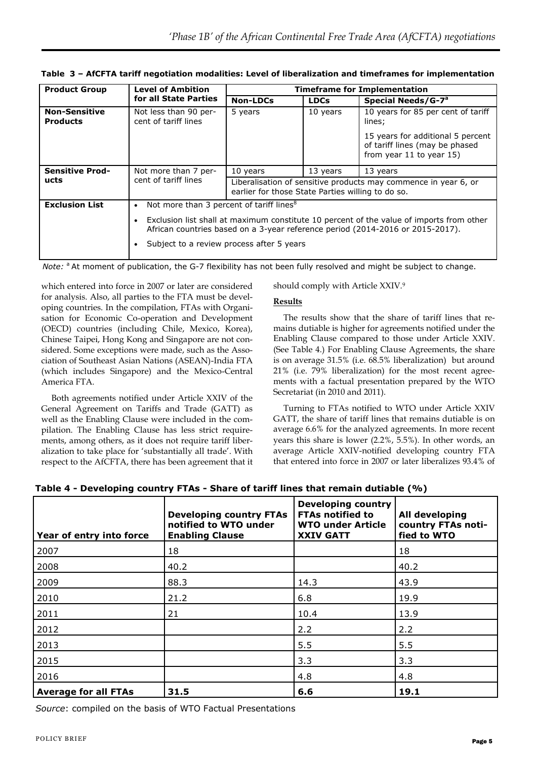**Table 3 – AfCFTA tariff negotiation modalities: Level of liberalization and timeframes for implementation**

| Product Group | Level of Ambition for all State Parties | Timeframe for Implementation | | |
|---|---|---|---|---|
| | | Non-LDCs | LDCs | Special Needs/G-7[a] |
| **Non-Sensitive Products** | Not less than 90 per-cent of tariff lines | 5 years | 10 years | 10 years for 85 per cent of tariff lines; 15 years for additional 5 percent of tariff lines (may be phased from year 11 to year 15) |
| **Sensitive Products** | Not more than 7 per-cent of tariff lines | 10 years | 13 years | 13 years |
| | | Liberalisation of sensitive products may commence in year 6, or earlier for those State Parties willing to do so. | | |
| **Exclusion List** | • Not more than 3 percent of tariff lines[8] • Exclusion list shall at maximum constitute 10 percent of the value of imports from other African countries based on a 3-year reference period (2014-2016 or 2015-2017). • Subject to a review process after 5 years | | | |

*Note:* [a] At moment of publication, the G-7 flexibility has not been fully resolved and might be subject to change.

which entered into force in 2007 or later are considered for analysis. Also, all parties to the FTA must be developing countries. In the compilation, FTAs with Organisation for Economic Co-operation and Development (OECD) countries (including Chile, Mexico, Korea), Chinese Taipei, Hong Kong and Singapore are not considered. Some exceptions were made, such as the Association of Southeast Asian Nations (ASEAN)-India FTA (which includes Singapore) and the Mexico-Central America FTA.

Both agreements notified under Article XXIV of the General Agreement on Tariffs and Trade (GATT) as well as the Enabling Clause were included in the compilation. The Enabling Clause has less strict requirements, among others, as it does not require tariff liberalization to take place for 'substantially all trade'. With respect to the AfCFTA, there has been agreement that it should comply with Article XXIV.[9]

**Results**

The results show that the share of tariff lines that remains dutiable is higher for agreements notified under the Enabling Clause compared to those under Article XXIV. (See Table 4.) For Enabling Clause Agreements, the share is on average 31.5% (i.e. 68.5% liberalization) but around 21% (i.e. 79% liberalization) for the most recent agreements with a factual presentation prepared by the WTO Secretariat (in 2010 and 2011).

Turning to FTAs notified to WTO under Article XXIV GATT, the share of tariff lines that remains dutiable is on average 6.6% for the analyzed agreements. In more recent years this share is lower (2.2%, 5.5%). In other words, an average Article XXIV-notified developing country FTA that entered into force in 2007 or later liberalizes 93.4% of

**Table 4 - Developing country FTAs - Share of tariff lines that remain dutiable (%)**

| Year of entry into force | Developing country FTAs notified to WTO under Enabling Clause | Developing country FTAs notified to WTO under Article XXIV GATT | All developing country FTAs notified to WTO |
|---|---|---|---|
| 2007 | 18 | | 18 |
| 2008 | 40.2 | | 40.2 |
| 2009 | 88.3 | 14.3 | 43.9 |
| 2010 | 21.2 | 6.8 | 19.9 |
| 2011 | 21 | 10.4 | 13.9 |
| 2012 | | 2.2 | 2.2 |
| 2013 | | 5.5 | 5.5 |
| 2015 | | 3.3 | 3.3 |
| 2016 | | 4.8 | 4.8 |
| **Average for all FTAs** | **31.5** | **6.6** | **19.1** |

*Source*: compiled on the basis of WTO Factual Presentations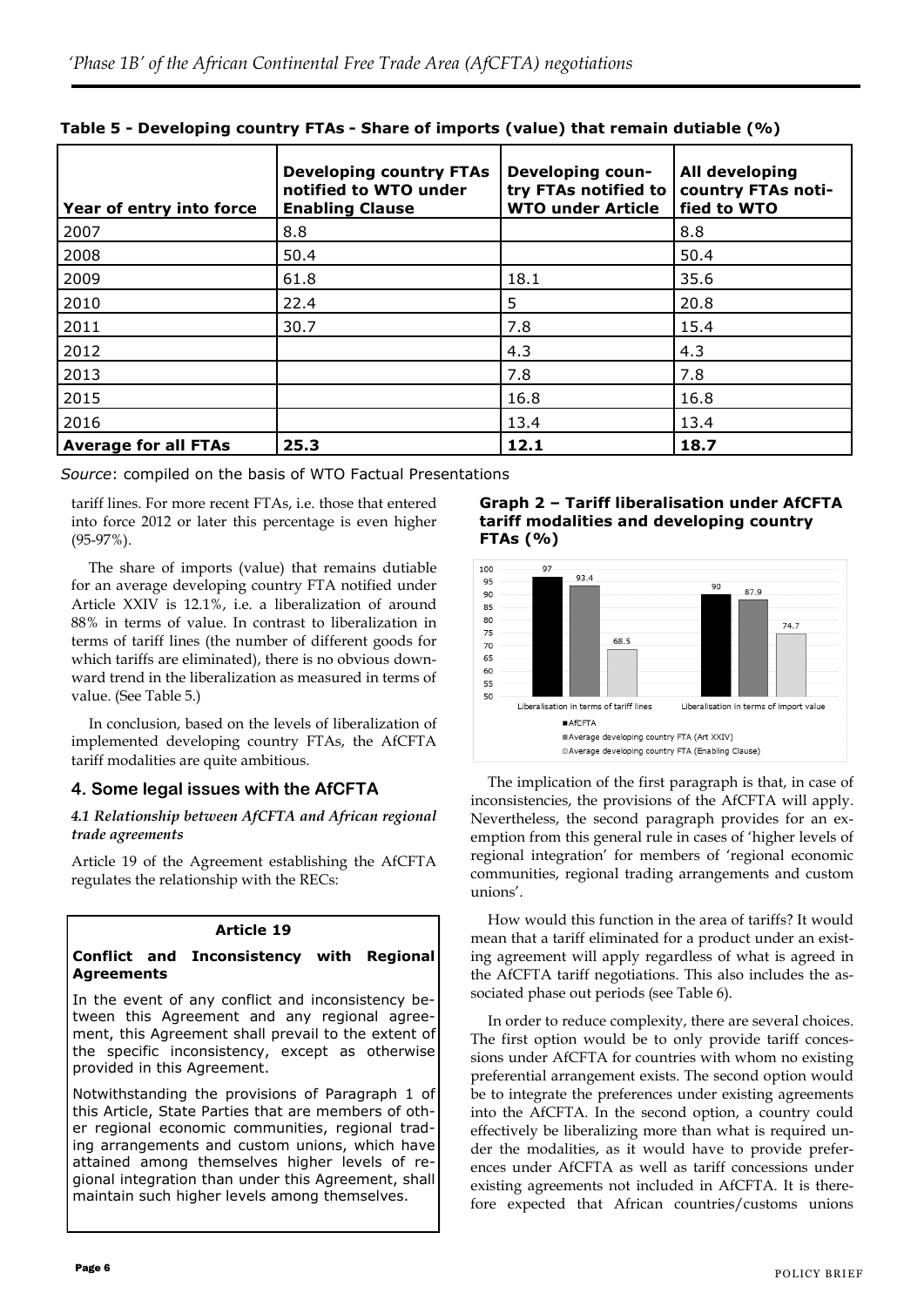**Table 5 - Developing country FTAs - Share of imports (value) that remain dutiable (%)**

| Year of entry into force | Developing country FTAs notified to WTO under Enabling Clause | Developing country FTAs notified to WTO under Article | All developing country FTAs notified to WTO |
|---|---|---|---|
| 2007 | 8.8 | | 8.8 |
| 2008 | 50.4 | | 50.4 |
| 2009 | 61.8 | 18.1 | 35.6 |
| 2010 | 22.4 | 5 | 20.8 |
| 2011 | 30.7 | 7.8 | 15.4 |
| 2012 | | 4.3 | 4.3 |
| 2013 | | 7.8 | 7.8 |
| 2015 | | 16.8 | 16.8 |
| 2016 | | 13.4 | 13.4 |
| **Average for all FTAs** | **25.3** | **12.1** | **18.7** |

*Source*: compiled on the basis of WTO Factual Presentations

tariff lines. For more recent FTAs, i.e. those that entered into force 2012 or later this percentage is even higher (95-97%).

The share of imports (value) that remains dutiable for an average developing country FTA notified under Article XXIV is 12.1%, i.e. a liberalization of around 88% in terms of value. In contrast to liberalization in terms of tariff lines (the number of different goods for which tariffs are eliminated), there is no obvious downward trend in the liberalization as measured in terms of value. (See Table 5.)

In conclusion, based on the levels of liberalization of implemented developing country FTAs, the AfCFTA tariff modalities are quite ambitious.

**Graph 2 – Tariff liberalisation under AfCFTA tariff modalities and developing country FTAs (%)**

| | AfCFTA | Average developing country FTA (Art XXIV) | Average developing country FTA (Enabling Clause) |
|---|---|---|---|
| Liberalisation in terms of tariff lines | 97 | 93.4 | 68.5 |
| Liberalisation in terms of import value | 90 | 87.9 | 74.7 |

## 4. Some legal issues with the AfCFTA

### *4.1 Relationship between AfCFTA and African regional trade agreements*

Article 19 of the Agreement establishing the AfCFTA regulates the relationship with the RECs:

> **Article 19**
>
> **Conflict and Inconsistency with Regional Agreements**
>
> In the event of any conflict and inconsistency between this Agreement and any regional agreement, this Agreement shall prevail to the extent of the specific inconsistency, except as otherwise provided in this Agreement.
>
> Notwithstanding the provisions of Paragraph 1 of this Article, State Parties that are members of other regional economic communities, regional trading arrangements and custom unions, which have attained among themselves higher levels of regional integration than under this Agreement, shall maintain such higher levels among themselves.

The implication of the first paragraph is that, in case of inconsistencies, the provisions of the AfCFTA will apply. Nevertheless, the second paragraph provides for an exemption from this general rule in cases of 'higher levels of regional integration' for members of 'regional economic communities, regional trading arrangements and custom unions'.

How would this function in the area of tariffs? It would mean that a tariff eliminated for a product under an existing agreement will apply regardless of what is agreed in the AfCFTA tariff negotiations. This also includes the associated phase out periods (see Table 6).

In order to reduce complexity, there are several choices. The first option would be to only provide tariff concessions under AfCFTA for countries with whom no existing preferential arrangement exists. The second option would be to integrate the preferences under existing agreements into the AfCFTA. In the second option, a country could effectively be liberalizing more than what is required under the modalities, as it would have to provide preferences under AfCFTA as well as tariff concessions under existing agreements not included in AfCFTA. It is therefore expected that African countries/customs unions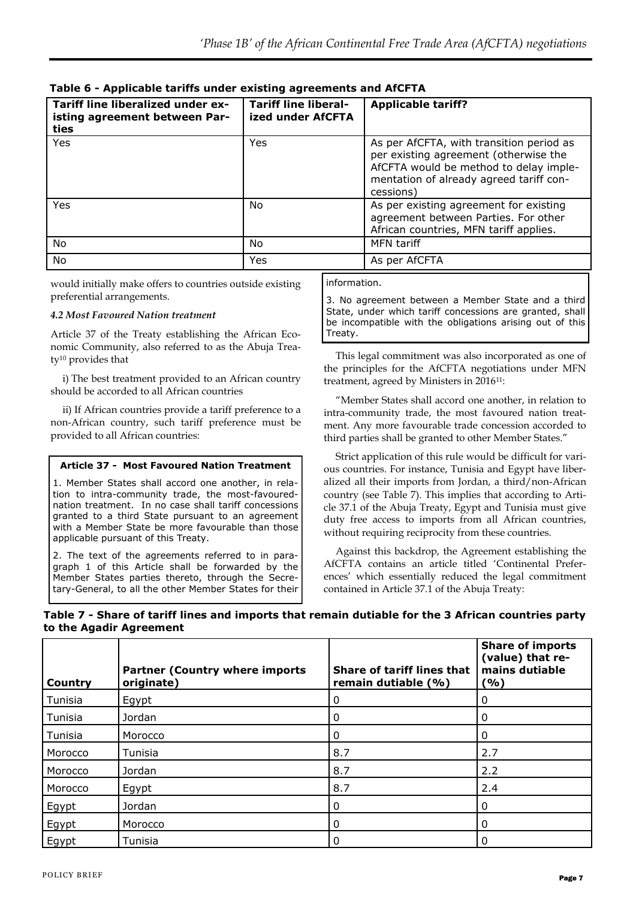**Table 6 - Applicable tariffs under existing agreements and AfCFTA**

| Tariff line liberalized under existing agreement between Parties | Tariff line liberalized under AfCFTA | Applicable tariff? |
|---|---|---|
| Yes | Yes | As per AfCFTA, with transition period as per existing agreement (otherwise the AfCFTA would be method to delay implementation of already agreed tariff concessions) |
| Yes | No | As per existing agreement for existing agreement between Parties. For other African countries, MFN tariff applies. |
| No | No | MFN tariff |
| No | Yes | As per AfCFTA |

would initially make offers to countries outside existing preferential arrangements.

*4.2 Most Favoured Nation treatment*

Article 37 of the Treaty establishing the African Economic Community, also referred to as the Abuja Treaty[10] provides that

i) The best treatment provided to an African country should be accorded to all African countries

ii) If African countries provide a tariff preference to a non-African country, such tariff preference must be provided to all African countries:

> **Article 37 - Most Favoured Nation Treatment**
>
> 1. Member States shall accord one another, in relation to intra-community trade, the most-favoured-nation treatment. In no case shall tariff concessions granted to a third State pursuant to an agreement with a Member State be more favourable than those applicable pursuant of this Treaty.
>
> 2. The text of the agreements referred to in paragraph 1 of this Article shall be forwarded by the Member States parties thereto, through the Secretary-General, to all the other Member States for their information.
>
> 3. No agreement between a Member State and a third State, under which tariff concessions are granted, shall be incompatible with the obligations arising out of this Treaty.

This legal commitment was also incorporated as one of the principles for the AfCFTA negotiations under MFN treatment, agreed by Ministers in 2016[11]:

"Member States shall accord one another, in relation to intra-community trade, the most favoured nation treatment. Any more favourable trade concession accorded to third parties shall be granted to other Member States."

Strict application of this rule would be difficult for various countries. For instance, Tunisia and Egypt have liberalized all their imports from Jordan, a third/non-African country (see Table 7). This implies that according to Article 37.1 of the Abuja Treaty, Egypt and Tunisia must give duty free access to imports from all African countries, without requiring reciprocity from these countries.

Against this backdrop, the Agreement establishing the AfCFTA contains an article titled 'Continental Preferences' which essentially reduced the legal commitment contained in Article 37.1 of the Abuja Treaty:

**Table 7 - Share of tariff lines and imports that remain dutiable for the 3 African countries party to the Agadir Agreement**

| Country | Partner (Country where imports originate) | Share of tariff lines that remain dutiable (%) | Share of imports (value) that remains dutiable (%) |
|---|---|---|---|
| Tunisia | Egypt | 0 | 0 |
| Tunisia | Jordan | 0 | 0 |
| Tunisia | Morocco | 0 | 0 |
| Morocco | Tunisia | 8.7 | 2.7 |
| Morocco | Jordan | 8.7 | 2.2 |
| Morocco | Egypt | 8.7 | 2.4 |
| Egypt | Jordan | 0 | 0 |
| Egypt | Morocco | 0 | 0 |
| Egypt | Tunisia | 0 | 0 |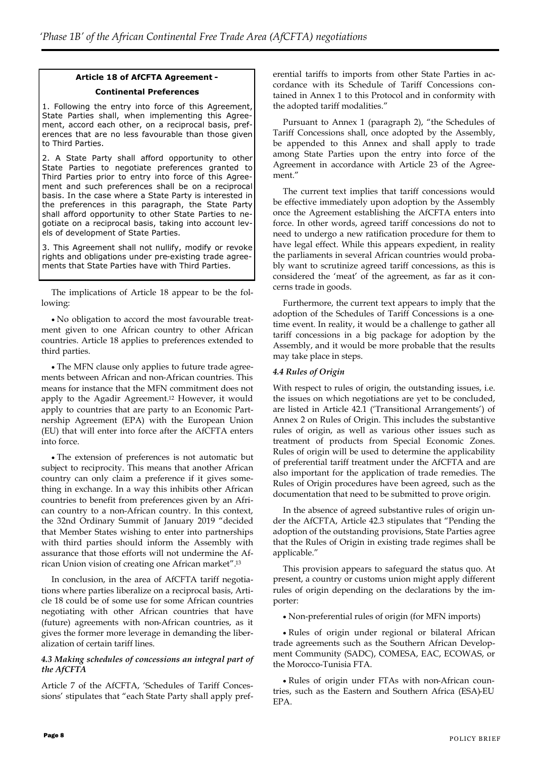**Article 18 of AfCFTA Agreement - Continental Preferences**

1. Following the entry into force of this Agreement, State Parties shall, when implementing this Agreement, accord each other, on a reciprocal basis, preferences that are no less favourable than those given to Third Parties.

2. A State Party shall afford opportunity to other State Parties to negotiate preferences granted to Third Parties prior to entry into force of this Agreement and such preferences shall be on a reciprocal basis. In the case where a State Party is interested in the preferences in this paragraph, the State Party shall afford opportunity to other State Parties to negotiate on a reciprocal basis, taking into account levels of development of State Parties.

3. This Agreement shall not nullify, modify or revoke rights and obligations under pre-existing trade agreements that State Parties have with Third Parties.

The implications of Article 18 appear to be the following:

- No obligation to accord the most favourable treatment given to one African country to other African countries. Article 18 applies to preferences extended to third parties.

- The MFN clause only applies to future trade agreements between African and non-African countries. This means for instance that the MFN commitment does not apply to the Agadir Agreement.[12] However, it would apply to countries that are party to an Economic Partnership Agreement (EPA) with the European Union (EU) that will enter into force after the AfCFTA enters into force.

- The extension of preferences is not automatic but subject to reciprocity. This means that another African country can only claim a preference if it gives something in exchange. In a way this inhibits other African countries to benefit from preferences given by an African country to a non-African country. In this context, the 32nd Ordinary Summit of January 2019 "decided that Member States wishing to enter into partnerships with third parties should inform the Assembly with assurance that those efforts will not undermine the African Union vision of creating one African market".[13]

In conclusion, in the area of AfCFTA tariff negotiations where parties liberalize on a reciprocal basis, Article 18 could be of some use for some African countries negotiating with other African countries that have (future) agreements with non-African countries, as it gives the former more leverage in demanding the liberalization of certain tariff lines.

### *4.3 Making schedules of concessions an integral part of the AfCFTA*

Article 7 of the AfCFTA, 'Schedules of Tariff Concessions' stipulates that "each State Party shall apply preferential tariffs to imports from other State Parties in accordance with its Schedule of Tariff Concessions contained in Annex 1 to this Protocol and in conformity with the adopted tariff modalities."

Pursuant to Annex 1 (paragraph 2), "the Schedules of Tariff Concessions shall, once adopted by the Assembly, be appended to this Annex and shall apply to trade among State Parties upon the entry into force of the Agreement in accordance with Article 23 of the Agreement."

The current text implies that tariff concessions would be effective immediately upon adoption by the Assembly once the Agreement establishing the AfCFTA enters into force. In other words, agreed tariff concessions do not to need to undergo a new ratification procedure for them to have legal effect. While this appears expedient, in reality the parliaments in several African countries would probably want to scrutinize agreed tariff concessions, as this is considered the 'meat' of the agreement, as far as it concerns trade in goods.

Furthermore, the current text appears to imply that the adoption of the Schedules of Tariff Concessions is a one-time event. In reality, it would be a challenge to gather all tariff concessions in a big package for adoption by the Assembly, and it would be more probable that the results may take place in steps.

### *4.4 Rules of Origin*

With respect to rules of origin, the outstanding issues, i.e. the issues on which negotiations are yet to be concluded, are listed in Article 42.1 ('Transitional Arrangements') of Annex 2 on Rules of Origin. This includes the substantive rules of origin, as well as various other issues such as treatment of products from Special Economic Zones. Rules of origin will be used to determine the applicability of preferential tariff treatment under the AfCFTA and are also important for the application of trade remedies. The Rules of Origin procedures have been agreed, such as the documentation that need to be submitted to prove origin.

In the absence of agreed substantive rules of origin under the AfCFTA, Article 42.3 stipulates that "Pending the adoption of the outstanding provisions, State Parties agree that the Rules of Origin in existing trade regimes shall be applicable."

This provision appears to safeguard the status quo. At present, a country or customs union might apply different rules of origin depending on the declarations by the importer:

- Non-preferential rules of origin (for MFN imports)

- Rules of origin under regional or bilateral African trade agreements such as the Southern African Development Community (SADC), COMESA, EAC, ECOWAS, or the Morocco-Tunisia FTA.

- Rules of origin under FTAs with non-African countries, such as the Eastern and Southern Africa (ESA)-EU EPA.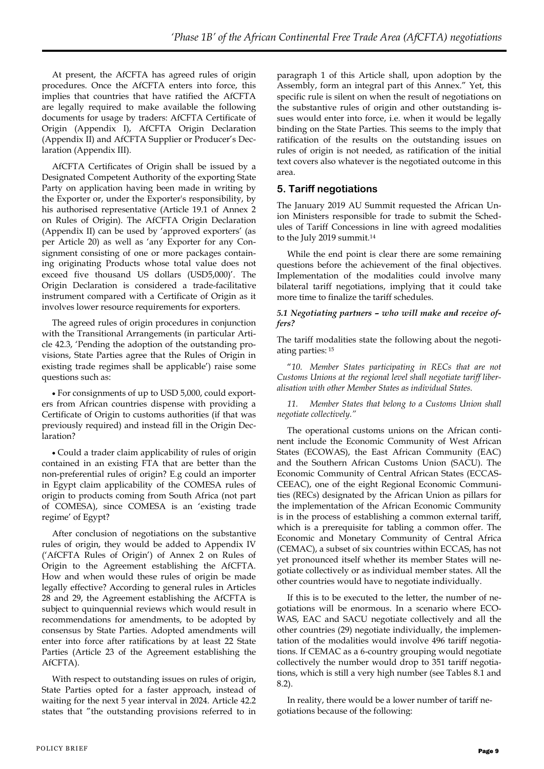At present, the AfCFTA has agreed rules of origin procedures. Once the AfCFTA enters into force, this implies that countries that have ratified the AfCFTA are legally required to make available the following documents for usage by traders: AfCFTA Certificate of Origin (Appendix I), AfCFTA Origin Declaration (Appendix II) and AfCFTA Supplier or Producer's Declaration (Appendix III).

AfCFTA Certificates of Origin shall be issued by a Designated Competent Authority of the exporting State Party on application having been made in writing by the Exporter or, under the Exporter's responsibility, by his authorised representative (Article 19.1 of Annex 2 on Rules of Origin). The AfCFTA Origin Declaration (Appendix II) can be used by 'approved exporters' (as per Article 20) as well as 'any Exporter for any Consignment consisting of one or more packages containing originating Products whose total value does not exceed five thousand US dollars (USD5,000)'. The Origin Declaration is considered a trade-facilitative instrument compared with a Certificate of Origin as it involves lower resource requirements for exporters.

The agreed rules of origin procedures in conjunction with the Transitional Arrangements (in particular Article 42.3, 'Pending the adoption of the outstanding provisions, State Parties agree that the Rules of Origin in existing trade regimes shall be applicable') raise some questions such as:

- For consignments of up to USD 5,000, could exporters from African countries dispense with providing a Certificate of Origin to customs authorities (if that was previously required) and instead fill in the Origin Declaration?

- Could a trader claim applicability of rules of origin contained in an existing FTA that are better than the non-preferential rules of origin? E.g could an importer in Egypt claim applicability of the COMESA rules of origin to products coming from South Africa (not part of COMESA), since COMESA is an 'existing trade regime' of Egypt?

After conclusion of negotiations on the substantive rules of origin, they would be added to Appendix IV ('AfCFTA Rules of Origin') of Annex 2 on Rules of Origin to the Agreement establishing the AfCFTA. How and when would these rules of origin be made legally effective? According to general rules in Articles 28 and 29, the Agreement establishing the AfCFTA is subject to quinquennial reviews which would result in recommendations for amendments, to be adopted by consensus by State Parties. Adopted amendments will enter into force after ratifications by at least 22 State Parties (Article 23 of the Agreement establishing the AfCFTA).

With respect to outstanding issues on rules of origin, State Parties opted for a faster approach, instead of waiting for the next 5 year interval in 2024. Article 42.2 states that "the outstanding provisions referred to in paragraph 1 of this Article shall, upon adoption by the Assembly, form an integral part of this Annex." Yet, this specific rule is silent on when the result of negotiations on the substantive rules of origin and other outstanding issues would enter into force, i.e. when it would be legally binding on the State Parties. This seems to the imply that ratification of the results on the outstanding issues on rules of origin is not needed, as ratification of the initial text covers also whatever is the negotiated outcome in this area.

## 5. Tariff negotiations

The January 2019 AU Summit requested the African Union Ministers responsible for trade to submit the Schedules of Tariff Concessions in line with agreed modalities to the July 2019 summit.[14]

While the end point is clear there are some remaining questions before the achievement of the final objectives. Implementation of the modalities could involve many bilateral tariff negotiations, implying that it could take more time to finalize the tariff schedules.

### *5.1 Negotiating partners – who will make and receive offers?*

The tariff modalities state the following about the negotiating parties: [15]

"*10. Member States participating in RECs that are not Customs Unions at the regional level shall negotiate tariff liberalisation with other Member States as individual States.*

*11. Member States that belong to a Customs Union shall negotiate collectively."*

The operational customs unions on the African continent include the Economic Community of West African States (ECOWAS), the East African Community (EAC) and the Southern African Customs Union (SACU). The Economic Community of Central African States (ECCAS-CEEAC), one of the eight Regional Economic Communities (RECs) designated by the African Union as pillars for the implementation of the African Economic Community is in the process of establishing a common external tariff, which is a prerequisite for tabling a common offer. The Economic and Monetary Community of Central Africa (CEMAC), a subset of six countries within ECCAS, has not yet pronounced itself whether its member States will negotiate collectively or as individual member states. All the other countries would have to negotiate individually.

If this is to be executed to the letter, the number of negotiations will be enormous. In a scenario where ECOWAS, EAC and SACU negotiate collectively and all the other countries (29) negotiate individually, the implementation of the modalities would involve 496 tariff negotiations. If CEMAC as a 6-country grouping would negotiate collectively the number would drop to 351 tariff negotiations, which is still a very high number (see Tables 8.1 and 8.2).

In reality, there would be a lower number of tariff negotiations because of the following: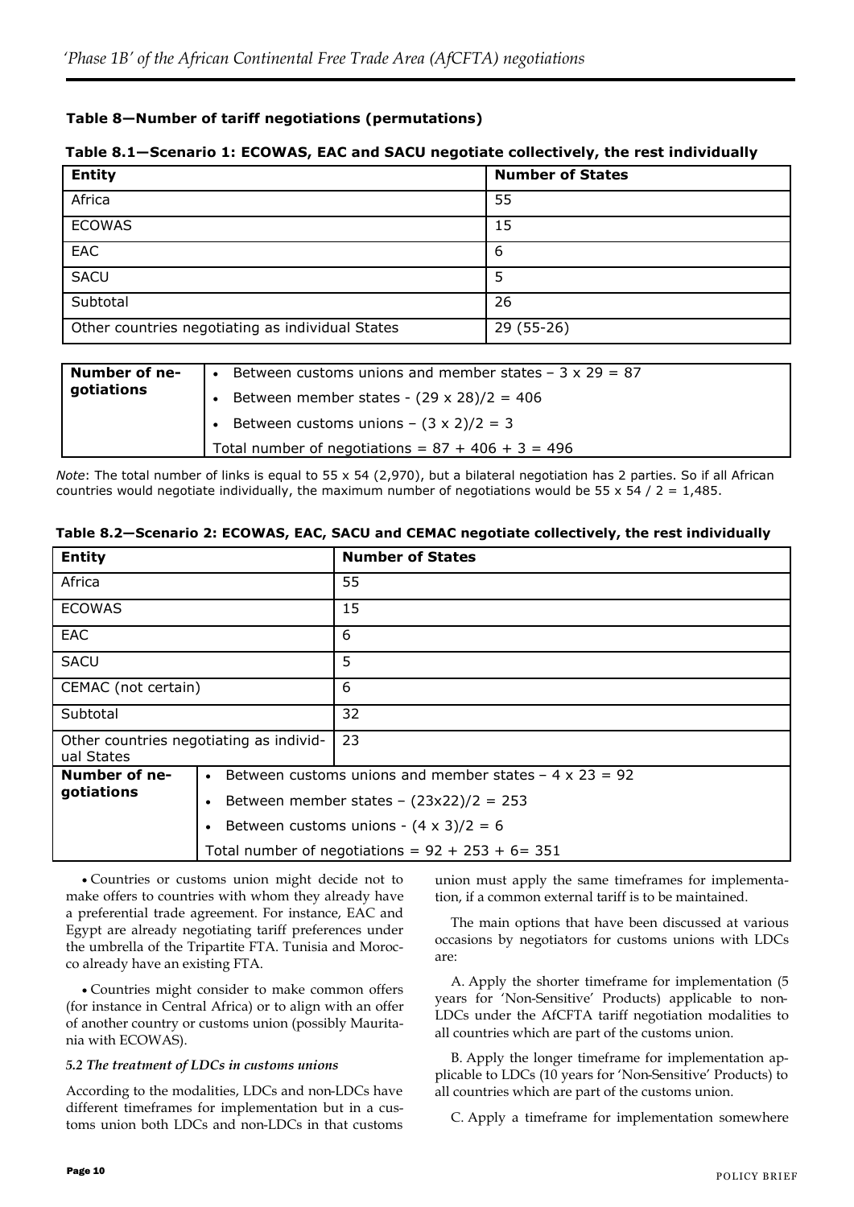### Table 8—Number of tariff negotiations (permutations)

**Table 8.1—Scenario 1: ECOWAS, EAC and SACU negotiate collectively, the rest individually**

| Entity | Number of States |
| --- | --- |
| Africa | 55 |
| ECOWAS | 15 |
| EAC | 6 |
| SACU | 5 |
| Subtotal | 26 |
| Other countries negotiating as individual States | 29 (55-26) |

| Number of negotiations | |
| --- | --- |
| | • Between customs unions and member states – 3 x 29 = 87 |
| | • Between member states - (29 x 28)/2 = 406 |
| | • Between customs unions – (3 x 2)/2 = 3 |
| | Total number of negotiations = 87 + 406 + 3 = 496 |

*Note*: The total number of links is equal to 55 x 54 (2,970), but a bilateral negotiation has 2 parties. So if all African countries would negotiate individually, the maximum number of negotiations would be 55 x 54 / 2 = 1,485.

**Table 8.2—Scenario 2: ECOWAS, EAC, SACU and CEMAC negotiate collectively, the rest individually**

| Entity | Number of States |
| --- | --- |
| Africa | 55 |
| ECOWAS | 15 |
| EAC | 6 |
| SACU | 5 |
| CEMAC (not certain) | 6 |
| Subtotal | 32 |
| Other countries negotiating as individual States | 23 |
| **Number of negotiations** | • Between customs unions and member states – 4 x 23 = 92 |
| | • Between member states – (23x22)/2 = 253 |
| | • Between customs unions - (4 x 3)/2 = 6 |
| | Total number of negotiations = 92 + 253 + 6= 351 |

- Countries or customs union might decide not to make offers to countries with whom they already have a preferential trade agreement. For instance, EAC and Egypt are already negotiating tariff preferences under the umbrella of the Tripartite FTA. Tunisia and Morocco already have an existing FTA.
- Countries might consider to make common offers (for instance in Central Africa) or to align with an offer of another country or customs union (possibly Mauritania with ECOWAS).

#### *5.2 The treatment of LDCs in customs unions*

According to the modalities, LDCs and non-LDCs have different timeframes for implementation but in a customs union both LDCs and non-LDCs in that customs union must apply the same timeframes for implementation, if a common external tariff is to be maintained.

The main options that have been discussed at various occasions by negotiators for customs unions with LDCs are:

A. Apply the shorter timeframe for implementation (5 years for 'Non-Sensitive' Products) applicable to non-LDCs under the AfCFTA tariff negotiation modalities to all countries which are part of the customs union.

B. Apply the longer timeframe for implementation applicable to LDCs (10 years for 'Non-Sensitive' Products) to all countries which are part of the customs union.

C. Apply a timeframe for implementation somewhere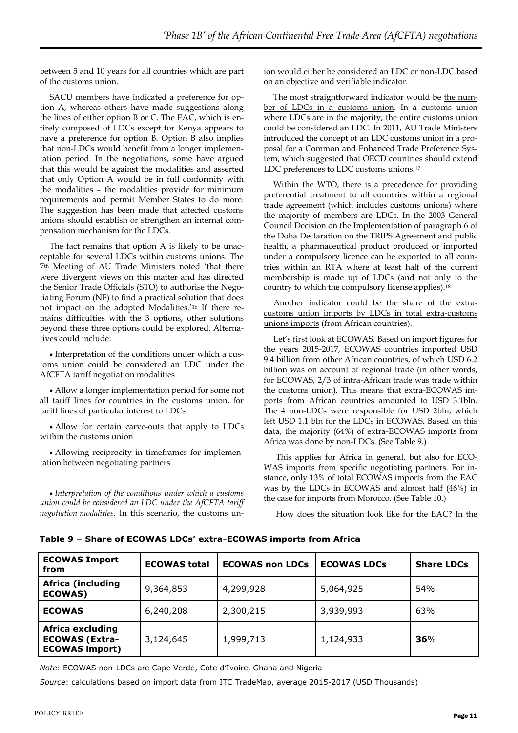between 5 and 10 years for all countries which are part of the customs union.

SACU members have indicated a preference for option A, whereas others have made suggestions along the lines of either option B or C. The EAC, which is entirely composed of LDCs except for Kenya appears to have a preference for option B. Option B also implies that non-LDCs would benefit from a longer implementation period. In the negotiations, some have argued that this would be against the modalities and asserted that only Option A would be in full conformity with the modalities – the modalities provide for minimum requirements and permit Member States to do more. The suggestion has been made that affected customs unions should establish or strengthen an internal compensation mechanism for the LDCs.

The fact remains that option A is likely to be unacceptable for several LDCs within customs unions. The 7th Meeting of AU Trade Ministers noted 'that there were divergent views on this matter and has directed the Senior Trade Officials (STO) to authorise the Negotiating Forum (NF) to find a practical solution that does not impact on the adopted Modalities.'[16] If there remains difficulties with the 3 options, other solutions beyond these three options could be explored. Alternatives could include:

- Interpretation of the conditions under which a customs union could be considered an LDC under the AfCFTA tariff negotiation modalities
- Allow a longer implementation period for some not all tariff lines for countries in the customs union, for tariff lines of particular interest to LDCs
- Allow for certain carve-outs that apply to LDCs within the customs union
- Allowing reciprocity in timeframes for implementation between negotiating partners

- *Interpretation of the conditions under which a customs union could be considered an LDC under the AfCFTA tariff negotiation modalities.* In this scenario, the customs union would either be considered an LDC or non-LDC based on an objective and verifiable indicator.

The most straightforward indicator would be the number of LDCs in a customs union. In a customs union where LDCs are in the majority, the entire customs union could be considered an LDC. In 2011, AU Trade Ministers introduced the concept of an LDC customs union in a proposal for a Common and Enhanced Trade Preference System, which suggested that OECD countries should extend LDC preferences to LDC customs unions.[17]

Within the WTO, there is a precedence for providing preferential treatment to all countries within a regional trade agreement (which includes customs unions) where the majority of members are LDCs. In the 2003 General Council Decision on the Implementation of paragraph 6 of the Doha Declaration on the TRIPS Agreement and public health, a pharmaceutical product produced or imported under a compulsory licence can be exported to all countries within an RTA where at least half of the current membership is made up of LDCs (and not only to the country to which the compulsory license applies).[18]

Another indicator could be the share of the extra-customs union imports by LDCs in total extra-customs unions imports (from African countries).

Let's first look at ECOWAS. Based on import figures for the years 2015-2017, ECOWAS countries imported USD 9.4 billion from other African countries, of which USD 6.2 billion was on account of regional trade (in other words, for ECOWAS, 2/3 of intra-African trade was trade within the customs union). This means that extra-ECOWAS imports from African countries amounted to USD 3.1bln. The 4 non-LDCs were responsible for USD 2bln, which left USD 1.1 bln for the LDCs in ECOWAS. Based on this data, the majority (64%) of extra-ECOWAS imports from Africa was done by non-LDCs. (See Table 9.)

This applies for Africa in general, but also for ECOWAS imports from specific negotiating partners. For instance, only 13% of total ECOWAS imports from the EAC was by the LDCs in ECOWAS and almost half (46%) in the case for imports from Morocco. (See Table 10.)

How does the situation look like for the EAC? In the

**Table 9 – Share of ECOWAS LDCs' extra-ECOWAS imports from Africa**

| ECOWAS Import from | ECOWAS total | ECOWAS non LDCs | ECOWAS LDCs | Share LDCs |
|---|---|---|---|---|
| **Africa (including ECOWAS)** | 9,364,853 | 4,299,928 | 5,064,925 | 54% |
| **ECOWAS** | 6,240,208 | 2,300,215 | 3,939,993 | 63% |
| **Africa excluding ECOWAS (Extra-ECOWAS import)** | 3,124,645 | 1,999,713 | 1,124,933 | **36**% |

*Note*: ECOWAS non-LDCs are Cape Verde, Cote d'Ivoire, Ghana and Nigeria

*Source*: calculations based on import data from ITC TradeMap, average 2015-2017 (USD Thousands)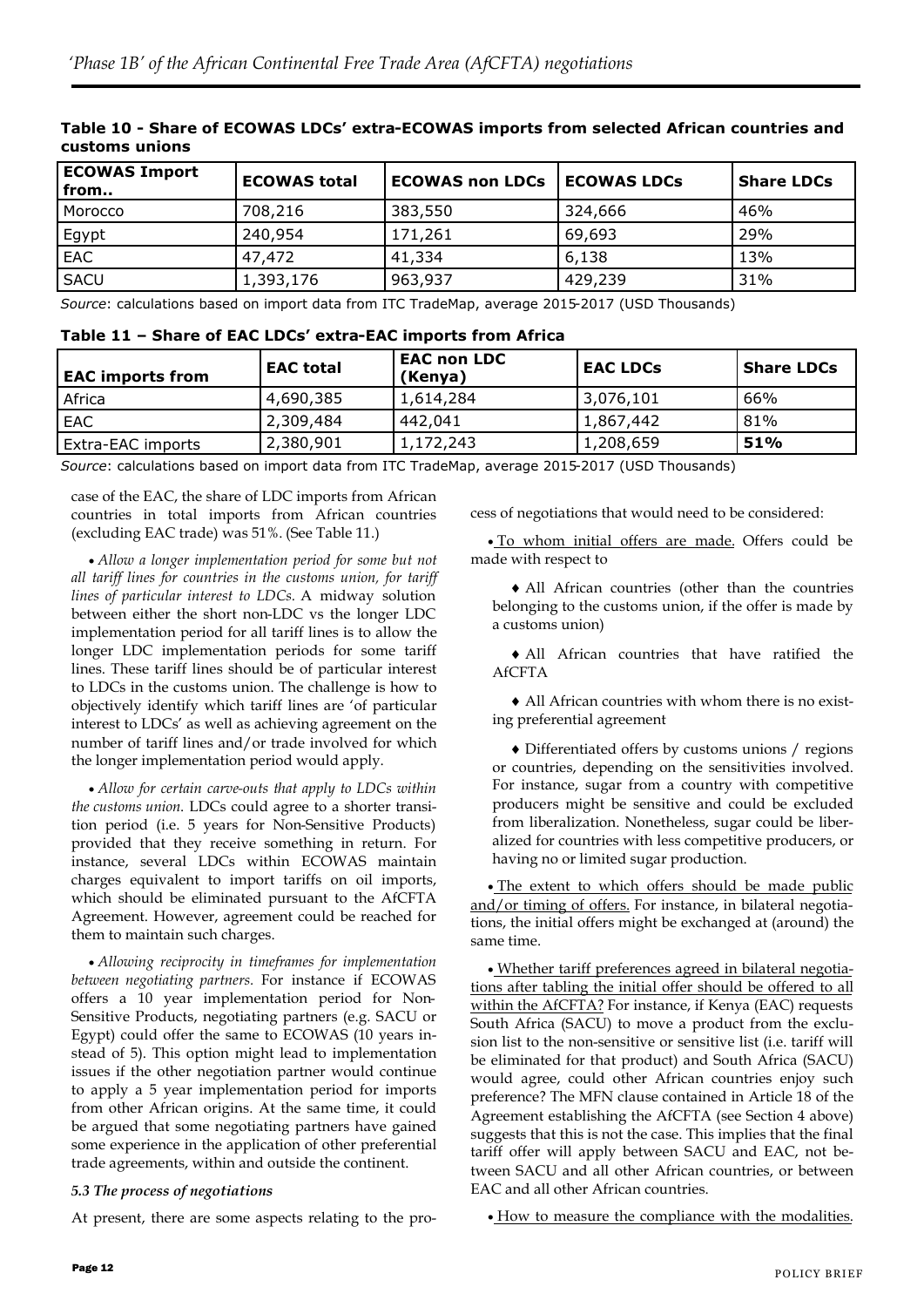**Table 10 - Share of ECOWAS LDCs' extra-ECOWAS imports from selected African countries and customs unions**

| ECOWAS Import from.. | ECOWAS total | ECOWAS non LDCs | ECOWAS LDCs | Share LDCs |
|---|---|---|---|---|
| Morocco | 708,216 | 383,550 | 324,666 | 46% |
| Egypt | 240,954 | 171,261 | 69,693 | 29% |
| EAC | 47,472 | 41,334 | 6,138 | 13% |
| SACU | 1,393,176 | 963,937 | 429,239 | 31% |

*Source*: calculations based on import data from ITC TradeMap, average 2015-2017 (USD Thousands)

**Table 11 – Share of EAC LDCs' extra-EAC imports from Africa**

| EAC imports from | EAC total | EAC non LDC (Kenya) | EAC LDCs | Share LDCs |
|---|---|---|---|---|
| Africa | 4,690,385 | 1,614,284 | 3,076,101 | 66% |
| EAC | 2,309,484 | 442,041 | 1,867,442 | 81% |
| Extra-EAC imports | 2,380,901 | 1,172,243 | 1,208,659 | **51%** |

*Source*: calculations based on import data from ITC TradeMap, average 2015-2017 (USD Thousands)

case of the EAC, the share of LDC imports from African countries in total imports from African countries (excluding EAC trade) was 51%. (See Table 11.)

- *Allow a longer implementation period for some but not all tariff lines for countries in the customs union, for tariff lines of particular interest to LDCs.* A midway solution between either the short non-LDC vs the longer LDC implementation period for all tariff lines is to allow the longer LDC implementation periods for some tariff lines. These tariff lines should be of particular interest to LDCs in the customs union. The challenge is how to objectively identify which tariff lines are 'of particular interest to LDCs' as well as achieving agreement on the number of tariff lines and/or trade involved for which the longer implementation period would apply.

- *Allow for certain carve-outs that apply to LDCs within the customs union.* LDCs could agree to a shorter transition period (i.e. 5 years for Non-Sensitive Products) provided that they receive something in return. For instance, several LDCs within ECOWAS maintain charges equivalent to import tariffs on oil imports, which should be eliminated pursuant to the AfCFTA Agreement. However, agreement could be reached for them to maintain such charges.

- *Allowing reciprocity in timeframes for implementation between negotiating partners.* For instance if ECOWAS offers a 10 year implementation period for Non-Sensitive Products, negotiating partners (e.g. SACU or Egypt) could offer the same to ECOWAS (10 years instead of 5). This option might lead to implementation issues if the other negotiation partner would continue to apply a 5 year implementation period for imports from other African origins. At the same time, it could be argued that some negotiating partners have gained some experience in the application of other preferential trade agreements, within and outside the continent.

### *5.3 The process of negotiations*

At present, there are some aspects relating to the process of negotiations that would need to be considered:

- To whom initial offers are made. Offers could be made with respect to
  - ♦ All African countries (other than the countries belonging to the customs union, if the offer is made by a customs union)
  - ♦ All African countries that have ratified the AfCFTA
  - ♦ All African countries with whom there is no existing preferential agreement
  - ♦ Differentiated offers by customs unions / regions or countries, depending on the sensitivities involved. For instance, sugar from a country with competitive producers might be sensitive and could be excluded from liberalization. Nonetheless, sugar could be liberalized for countries with less competitive producers, or having no or limited sugar production.

- The extent to which offers should be made public and/or timing of offers. For instance, in bilateral negotiations, the initial offers might be exchanged at (around) the same time.

- Whether tariff preferences agreed in bilateral negotiations after tabling the initial offer should be offered to all within the AfCFTA? For instance, if Kenya (EAC) requests South Africa (SACU) to move a product from the exclusion list to the non-sensitive or sensitive list (i.e. tariff will be eliminated for that product) and South Africa (SACU) would agree, could other African countries enjoy such preference? The MFN clause contained in Article 18 of the Agreement establishing the AfCFTA (see Section 4 above) suggests that this is not the case. This implies that the final tariff offer will apply between SACU and EAC, not between SACU and all other African countries, or between EAC and all other African countries.

- How to measure the compliance with the modalities.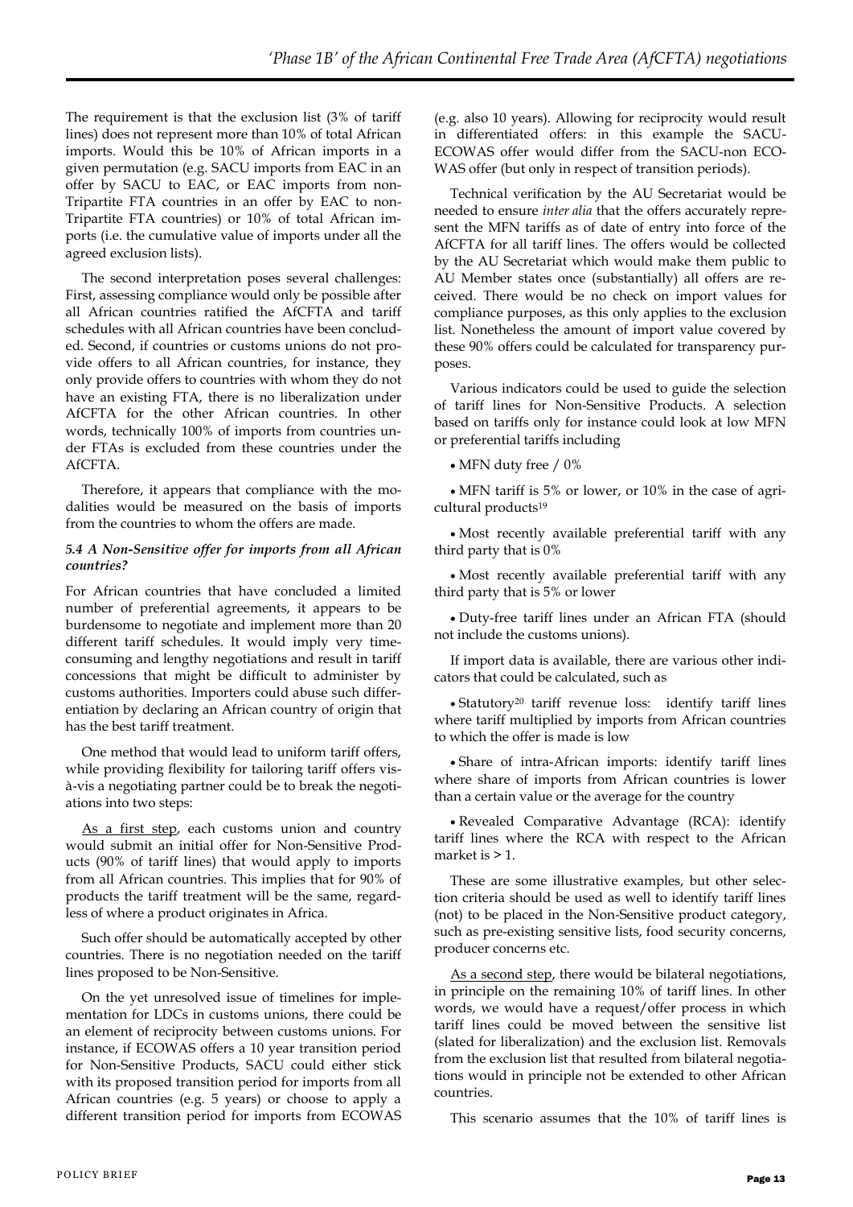The requirement is that the exclusion list (3% of tariff lines) does not represent more than 10% of total African imports. Would this be 10% of African imports in a given permutation (e.g. SACU imports from EAC in an offer by SACU to EAC, or EAC imports from non-Tripartite FTA countries in an offer by EAC to non-Tripartite FTA countries) or 10% of total African imports (i.e. the cumulative value of imports under all the agreed exclusion lists).

The second interpretation poses several challenges: First, assessing compliance would only be possible after all African countries ratified the AfCFTA and tariff schedules with all African countries have been concluded. Second, if countries or customs unions do not provide offers to all African countries, for instance, they only provide offers to countries with whom they do not have an existing FTA, there is no liberalization under AfCFTA for the other African countries. In other words, technically 100% of imports from countries under FTAs is excluded from these countries under the AfCFTA.

Therefore, it appears that compliance with the modalities would be measured on the basis of imports from the countries to whom the offers are made.

### *5.4 A Non-Sensitive offer for imports from all African countries?*

For African countries that have concluded a limited number of preferential agreements, it appears to be burdensome to negotiate and implement more than 20 different tariff schedules. It would imply very time-consuming and lengthy negotiations and result in tariff concessions that might be difficult to administer by customs authorities. Importers could abuse such differentiation by declaring an African country of origin that has the best tariff treatment.

One method that would lead to uniform tariff offers, while providing flexibility for tailoring tariff offers vis-à-vis a negotiating partner could be to break the negotiations into two steps:

As a first step, each customs union and country would submit an initial offer for Non-Sensitive Products (90% of tariff lines) that would apply to imports from all African countries. This implies that for 90% of products the tariff treatment will be the same, regardless of where a product originates in Africa.

Such offer should be automatically accepted by other countries. There is no negotiation needed on the tariff lines proposed to be Non-Sensitive.

On the yet unresolved issue of timelines for implementation for LDCs in customs unions, there could be an element of reciprocity between customs unions. For instance, if ECOWAS offers a 10 year transition period for Non-Sensitive Products, SACU could either stick with its proposed transition period for imports from all African countries (e.g. 5 years) or choose to apply a different transition period for imports from ECOWAS (e.g. also 10 years). Allowing for reciprocity would result in differentiated offers: in this example the SACU-ECOWAS offer would differ from the SACU-non ECOWAS offer (but only in respect of transition periods).

Technical verification by the AU Secretariat would be needed to ensure *inter alia* that the offers accurately represent the MFN tariffs as of date of entry into force of the AfCFTA for all tariff lines. The offers would be collected by the AU Secretariat which would make them public to AU Member states once (substantially) all offers are received. There would be no check on import values for compliance purposes, as this only applies to the exclusion list. Nonetheless the amount of import value covered by these 90% offers could be calculated for transparency purposes.

Various indicators could be used to guide the selection of tariff lines for Non-Sensitive Products. A selection based on tariffs only for instance could look at low MFN or preferential tariffs including

- MFN duty free / 0%
- MFN tariff is 5% or lower, or 10% in the case of agricultural products[19]
- Most recently available preferential tariff with any third party that is 0%
- Most recently available preferential tariff with any third party that is 5% or lower
- Duty-free tariff lines under an African FTA (should not include the customs unions).

If import data is available, there are various other indicators that could be calculated, such as

- Statutory[20] tariff revenue loss: identify tariff lines where tariff multiplied by imports from African countries to which the offer is made is low
- Share of intra-African imports: identify tariff lines where share of imports from African countries is lower than a certain value or the average for the country
- Revealed Comparative Advantage (RCA): identify tariff lines where the RCA with respect to the African market is > 1.

These are some illustrative examples, but other selection criteria should be used as well to identify tariff lines (not) to be placed in the Non-Sensitive product category, such as pre-existing sensitive lists, food security concerns, producer concerns etc.

As a second step, there would be bilateral negotiations, in principle on the remaining 10% of tariff lines. In other words, we would have a request/offer process in which tariff lines could be moved between the sensitive list (slated for liberalization) and the exclusion list. Removals from the exclusion list that resulted from bilateral negotiations would in principle not be extended to other African countries.

This scenario assumes that the 10% of tariff lines is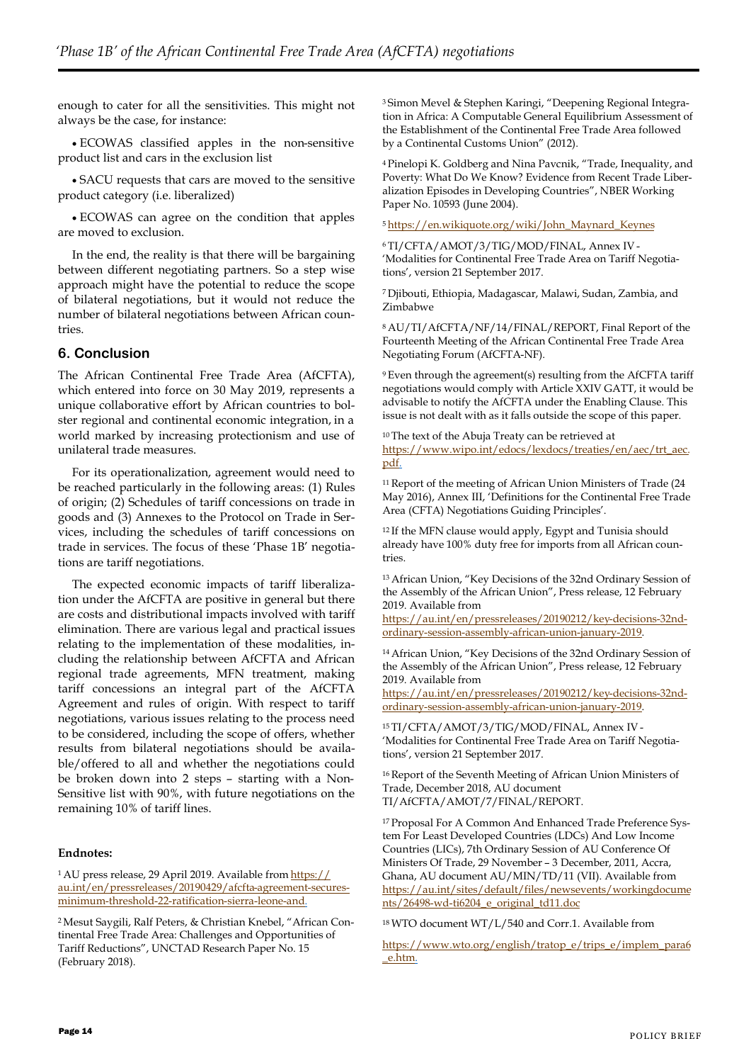enough to cater for all the sensitivities. This might not always be the case, for instance:

- ECOWAS classified apples in the non-sensitive product list and cars in the exclusion list
- SACU requests that cars are moved to the sensitive product category (i.e. liberalized)
- ECOWAS can agree on the condition that apples are moved to exclusion.

In the end, the reality is that there will be bargaining between different negotiating partners. So a step wise approach might have the potential to reduce the scope of bilateral negotiations, but it would not reduce the number of bilateral negotiations between African countries.

## 6. Conclusion

The African Continental Free Trade Area (AfCFTA), which entered into force on 30 May 2019, represents a unique collaborative effort by African countries to bolster regional and continental economic integration, in a world marked by increasing protectionism and use of unilateral trade measures.

For its operationalization, agreement would need to be reached particularly in the following areas: (1) Rules of origin; (2) Schedules of tariff concessions on trade in goods and (3) Annexes to the Protocol on Trade in Services, including the schedules of tariff concessions on trade in services. The focus of these 'Phase 1B' negotiations are tariff negotiations.

The expected economic impacts of tariff liberalization under the AfCFTA are positive in general but there are costs and distributional impacts involved with tariff elimination. There are various legal and practical issues relating to the implementation of these modalities, including the relationship between AfCFTA and African regional trade agreements, MFN treatment, making tariff concessions an integral part of the AfCFTA Agreement and rules of origin. With respect to tariff negotiations, various issues relating to the process need to be considered, including the scope of offers, whether results from bilateral negotiations should be available/offered to all and whether the negotiations could be broken down into 2 steps – starting with a Non-Sensitive list with 90%, with future negotiations on the remaining 10% of tariff lines.

**Endnotes:**

[1] AU press release, 29 April 2019. Available from https://au.int/en/pressreleases/20190429/afcfta-agreement-secures-minimum-threshold-22-ratification-sierra-leone-and.

[2] Mesut Saygili, Ralf Peters, & Christian Knebel, "African Continental Free Trade Area: Challenges and Opportunities of Tariff Reductions", UNCTAD Research Paper No. 15 (February 2018).

[3] Simon Mevel & Stephen Karingi, "Deepening Regional Integration in Africa: A Computable General Equilibrium Assessment of the Establishment of the Continental Free Trade Area followed by a Continental Customs Union" (2012).

[4] Pinelopi K. Goldberg and Nina Pavcnik, "Trade, Inequality, and Poverty: What Do We Know? Evidence from Recent Trade Liberalization Episodes in Developing Countries", NBER Working Paper No. 10593 (June 2004).

[5] https://en.wikiquote.org/wiki/John_Maynard_Keynes

[6] TI/CFTA/AMOT/3/TIG/MOD/FINAL, Annex IV - 'Modalities for Continental Free Trade Area on Tariff Negotiations', version 21 September 2017.

[7] Djibouti, Ethiopia, Madagascar, Malawi, Sudan, Zambia, and Zimbabwe

[8] AU/TI/AfCFTA/NF/14/FINAL/REPORT, Final Report of the Fourteenth Meeting of the African Continental Free Trade Area Negotiating Forum (AfCFTA-NF).

[9] Even through the agreement(s) resulting from the AfCFTA tariff negotiations would comply with Article XXIV GATT, it would be advisable to notify the AfCFTA under the Enabling Clause. This issue is not dealt with as it falls outside the scope of this paper.

[10] The text of the Abuja Treaty can be retrieved at https://www.wipo.int/edocs/lexdocs/treaties/en/aec/trt_aec.pdf.

[11] Report of the meeting of African Union Ministers of Trade (24 May 2016), Annex III, 'Definitions for the Continental Free Trade Area (CFTA) Negotiations Guiding Principles'.

[12] If the MFN clause would apply, Egypt and Tunisia should already have 100% duty free for imports from all African countries.

[13] African Union, "Key Decisions of the 32nd Ordinary Session of the Assembly of the African Union", Press release, 12 February 2019. Available from https://au.int/en/pressreleases/20190212/key-decisions-32nd-ordinary-session-assembly-african-union-january-2019.

[14] African Union, "Key Decisions of the 32nd Ordinary Session of the Assembly of the African Union", Press release, 12 February 2019. Available from https://au.int/en/pressreleases/20190212/key-decisions-32nd-ordinary-session-assembly-african-union-january-2019.

[15] TI/CFTA/AMOT/3/TIG/MOD/FINAL, Annex IV - 'Modalities for Continental Free Trade Area on Tariff Negotiations', version 21 September 2017.

[16] Report of the Seventh Meeting of African Union Ministers of Trade, December 2018, AU document TI/AfCFTA/AMOT/7/FINAL/REPORT.

[17] Proposal For A Common And Enhanced Trade Preference System For Least Developed Countries (LDCs) And Low Income Countries (LICs), 7th Ordinary Session of AU Conference Of Ministers Of Trade, 29 November – 3 December, 2011, Accra, Ghana, AU document AU/MIN/TD/11 (VII). Available from https://au.int/sites/default/files/newsevents/workingdocuments/26498-wd-ti6204_e_original_td11.doc

[18] WTO document WT/L/540 and Corr.1. Available from

https://www.wto.org/english/tratop_e/trips_e/implem_para6_e.htm.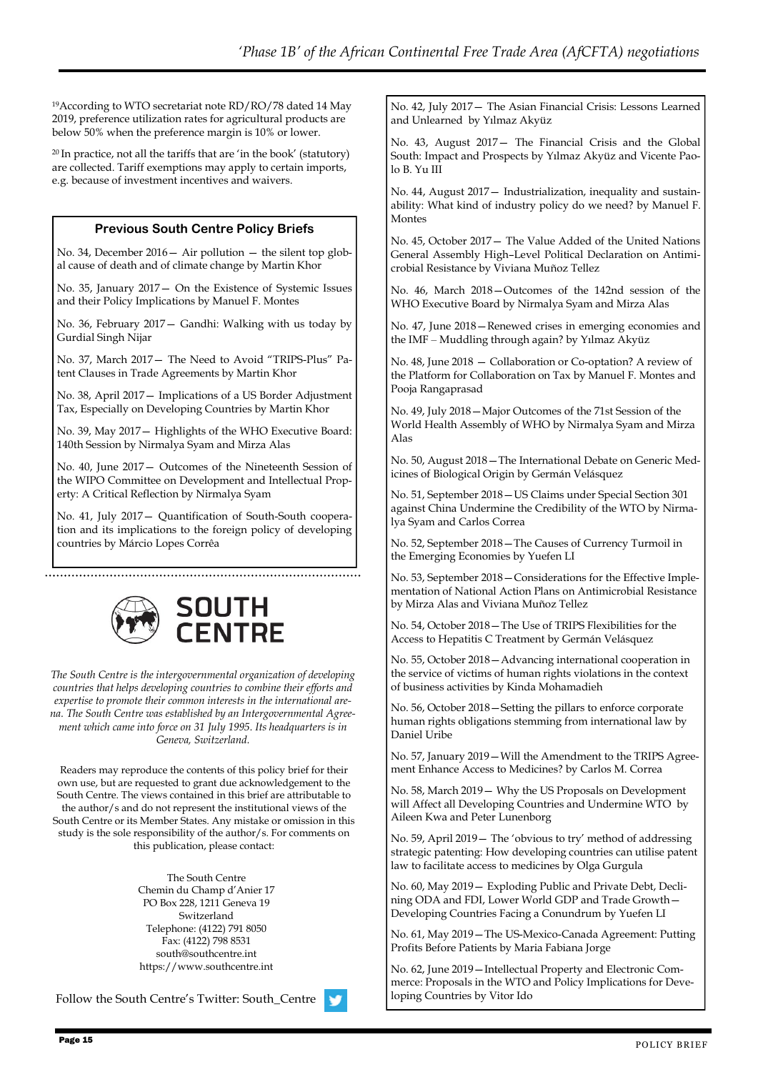[19]According to WTO secretariat note RD/RO/78 dated 14 May 2019, preference utilization rates for agricultural products are below 50% when the preference margin is 10% or lower.

[20] In practice, not all the tariffs that are 'in the book' (statutory) are collected. Tariff exemptions may apply to certain imports, e.g. because of investment incentives and waivers.

### Previous South Centre Policy Briefs

No. 34, December 2016— Air pollution — the silent top global cause of death and of climate change by Martin Khor

No. 35, January 2017— On the Existence of Systemic Issues and their Policy Implications by Manuel F. Montes

No. 36, February 2017— Gandhi: Walking with us today by Gurdial Singh Nijar

No. 37, March 2017— The Need to Avoid "TRIPS-Plus" Patent Clauses in Trade Agreements by Martin Khor

No. 38, April 2017— Implications of a US Border Adjustment Tax, Especially on Developing Countries by Martin Khor

No. 39, May 2017— Highlights of the WHO Executive Board: 140th Session by Nirmalya Syam and Mirza Alas

No. 40, June 2017— Outcomes of the Nineteenth Session of the WIPO Committee on Development and Intellectual Property: A Critical Reflection by Nirmalya Syam

No. 41, July 2017— Quantification of South-South cooperation and its implications to the foreign policy of developing countries by Márcio Lopes Corrêa

No. 42, July 2017— The Asian Financial Crisis: Lessons Learned and Unlearned by Yılmaz Akyüz

No. 43, August 2017— The Financial Crisis and the Global South: Impact and Prospects by Yılmaz Akyüz and Vicente Paolo B. Yu III

No. 44, August 2017— Industrialization, inequality and sustainability: What kind of industry policy do we need? by Manuel F. Montes

No. 45, October 2017— The Value Added of the United Nations General Assembly High–Level Political Declaration on Antimicrobial Resistance by Viviana Muñoz Tellez

No. 46, March 2018—Outcomes of the 142nd session of the WHO Executive Board by Nirmalya Syam and Mirza Alas

No. 47, June 2018—Renewed crises in emerging economies and the IMF – Muddling through again? by Yılmaz Akyüz

No. 48, June 2018 — Collaboration or Co-optation? A review of the Platform for Collaboration on Tax by Manuel F. Montes and Pooja Rangaprasad

No. 49, July 2018—Major Outcomes of the 71st Session of the World Health Assembly of WHO by Nirmalya Syam and Mirza Alas

No. 50, August 2018—The International Debate on Generic Medicines of Biological Origin by Germán Velásquez

No. 51, September 2018—US Claims under Special Section 301 against China Undermine the Credibility of the WTO by Nirmalya Syam and Carlos Correa

No. 52, September 2018—The Causes of Currency Turmoil in the Emerging Economies by Yuefen LI

No. 53, September 2018—Considerations for the Effective Implementation of National Action Plans on Antimicrobial Resistance by Mirza Alas and Viviana Muñoz Tellez

No. 54, October 2018—The Use of TRIPS Flexibilities for the Access to Hepatitis C Treatment by Germán Velásquez

No. 55, October 2018—Advancing international cooperation in the service of victims of human rights violations in the context of business activities by Kinda Mohamadieh

No. 56, October 2018—Setting the pillars to enforce corporate human rights obligations stemming from international law by Daniel Uribe

No. 57, January 2019—Will the Amendment to the TRIPS Agreement Enhance Access to Medicines? by Carlos M. Correa

No. 58, March 2019— Why the US Proposals on Development will Affect all Developing Countries and Undermine WTO by Aileen Kwa and Peter Lunenborg

No. 59, April 2019— The 'obvious to try' method of addressing strategic patenting: How developing countries can utilise patent law to facilitate access to medicines by Olga Gurgula

No. 60, May 2019— Exploding Public and Private Debt, Declining ODA and FDI, Lower World GDP and Trade Growth—Developing Countries Facing a Conundrum by Yuefen LI

No. 61, May 2019—The US-Mexico-Canada Agreement: Putting Profits Before Patients by Maria Fabiana Jorge

No. 62, June 2019—Intellectual Property and Electronic Commerce: Proposals in the WTO and Policy Implications for Developing Countries by Vitor Ido

**SOUTH CENTRE**

*The South Centre is the intergovernmental organization of developing countries that helps developing countries to combine their efforts and expertise to promote their common interests in the international arena. The South Centre was established by an Intergovernmental Agreement which came into force on 31 July 1995. Its headquarters is in Geneva, Switzerland.*

Readers may reproduce the contents of this policy brief for their own use, but are requested to grant due acknowledgement to the South Centre. The views contained in this brief are attributable to the author/s and do not represent the institutional views of the South Centre or its Member States. Any mistake or omission in this study is the sole responsibility of the author/s. For comments on this publication, please contact:

The South Centre
Chemin du Champ d'Anier 17
PO Box 228, 1211 Geneva 19
Switzerland
Telephone: (4122) 791 8050
Fax: (4122) 798 8531
south@southcentre.int
https://www.southcentre.int

Follow the South Centre's Twitter: South_Centre